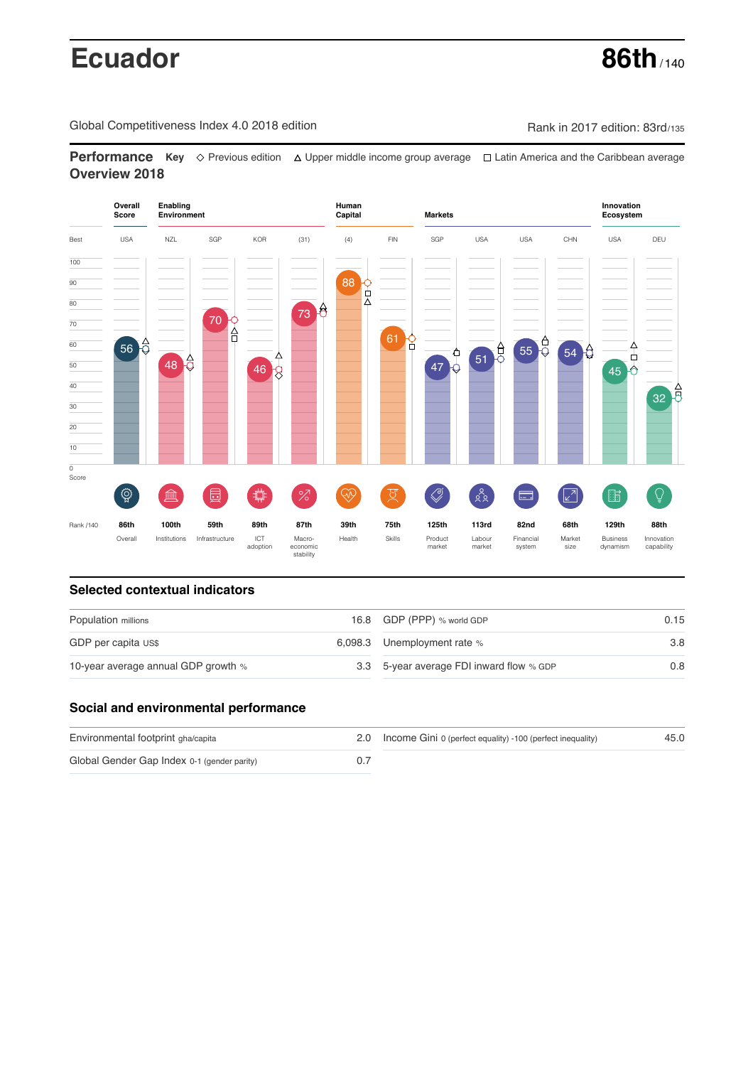# Ecuador

**86th** / 140

Global Competitiveness Index 4.0 2018 edition

Rank in 2017 edition: 83rd/135

## Performance Overview 2018

**Key** ◇ Previous edition △ Upper middle income group average □ Latin America and the Caribbean average

| Pillar | Group | Best | Score | Rank /140 |
|---|---|---|---|---|
| Overall | Overall Score | USA | 56 | 86th |
| Institutions | Enabling Environment | NZL | 48 | 100th |
| Infrastructure | Enabling Environment | SGP | 70 | 59th |
| ICT adoption | Enabling Environment | KOR | 46 | 89th |
| Macro-economic stability | Enabling Environment | (31) | 73 | 87th |
| Health | Human Capital | (4) | 88 | 39th |
| Skills | Human Capital | FIN | 61 | 75th |
| Product market | Markets | SGP | 47 | 125th |
| Labour market | Markets | USA | 51 | 113rd |
| Financial system | Markets | USA | 55 | 82nd |
| Market size | Markets | CHN | 54 | 68th |
| Business dynamism | Innovation Ecosystem | USA | 45 | 129th |
| Innovation capability | Innovation Ecosystem | DEU | 32 | 88th |

## Selected contextual indicators

| Indicator | Value | Indicator | Value |
|---|---|---|---|
| Population millions | 16.8 | GDP (PPP) % world GDP | 0.15 |
| GDP per capita US$ | 6,098.3 | Unemployment rate % | 3.8 |
| 10-year average annual GDP growth % | 3.3 | 5-year average FDI inward flow % GDP | 0.8 |

## Social and environmental performance

| Indicator | Value | Indicator | Value |
|---|---|---|---|
| Environmental footprint gha/capita | 2.0 | Income Gini 0 (perfect equality) -100 (perfect inequality) | 45.0 |
| Global Gender Gap Index 0-1 (gender parity) | 0.7 | | |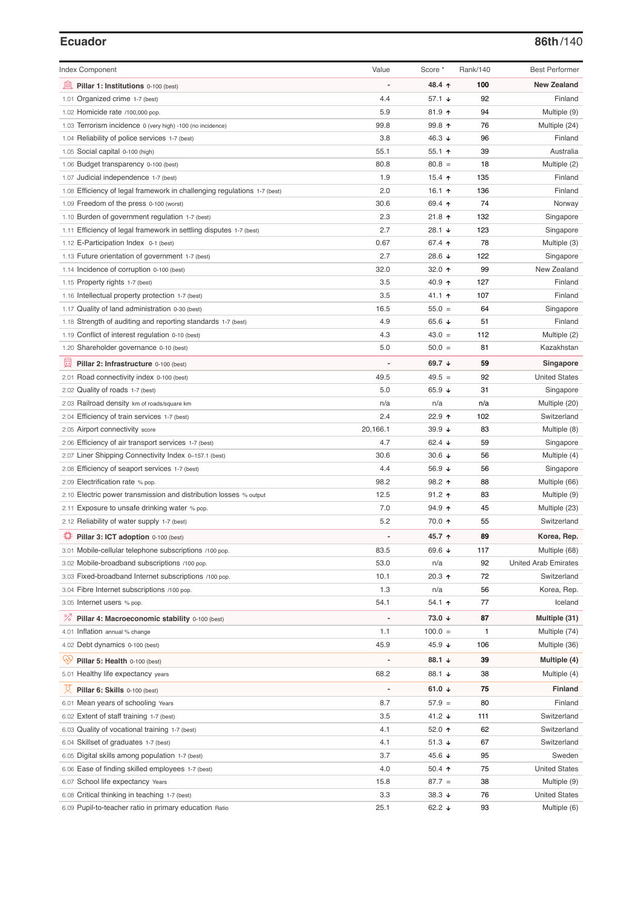## Ecuador

**86th**/140

| Index Component | Value | Score * | Rank/140 | Best Performer |
|---|---|---|---|---|
| **Pillar 1: Institutions** 0-100 (best) | - | **48.4 ↑** | **100** | **New Zealand** |
| 1.01 Organized crime 1-7 (best) | 4.4 | 57.1 ↓ | 92 | Finland |
| 1.02 Homicide rate /100,000 pop. | 5.9 | 81.9 ↑ | 94 | Multiple (9) |
| 1.03 Terrorism incidence 0 (very high) -100 (no incidence) | 99.8 | 99.8 ↑ | 76 | Multiple (24) |
| 1.04 Reliability of police services 1-7 (best) | 3.8 | 46.3 ↓ | 96 | Finland |
| 1.05 Social capital 0-100 (high) | 55.1 | 55.1 ↑ | 39 | Australia |
| 1.06 Budget transparency 0-100 (best) | 80.8 | 80.8 = | 18 | Multiple (2) |
| 1.07 Judicial independence 1-7 (best) | 1.9 | 15.4 ↑ | 135 | Finland |
| 1.08 Efficiency of legal framework in challenging regulations 1-7 (best) | 2.0 | 16.1 ↑ | 136 | Finland |
| 1.09 Freedom of the press 0-100 (worst) | 30.6 | 69.4 ↑ | 74 | Norway |
| 1.10 Burden of government regulation 1-7 (best) | 2.3 | 21.8 ↑ | 132 | Singapore |
| 1.11 Efficiency of legal framework in settling disputes 1-7 (best) | 2.7 | 28.1 ↓ | 123 | Singapore |
| 1.12 E-Participation Index 0-1 (best) | 0.67 | 67.4 ↑ | 78 | Multiple (3) |
| 1.13 Future orientation of government 1-7 (best) | 2.7 | 28.6 ↓ | 122 | Singapore |
| 1.14 Incidence of corruption 0-100 (best) | 32.0 | 32.0 ↑ | 99 | New Zealand |
| 1.15 Property rights 1-7 (best) | 3.5 | 40.9 ↑ | 127 | Finland |
| 1.16 Intellectual property protection 1-7 (best) | 3.5 | 41.1 ↑ | 107 | Finland |
| 1.17 Quality of land administration 0-30 (best) | 16.5 | 55.0 = | 64 | Singapore |
| 1.18 Strength of auditing and reporting standards 1-7 (best) | 4.9 | 65.6 ↓ | 51 | Finland |
| 1.19 Conflict of interest regulation 0-10 (best) | 4.3 | 43.0 = | 112 | Multiple (2) |
| 1.20 Shareholder governance 0-10 (best) | 5.0 | 50.0 = | 81 | Kazakhstan |
| **Pillar 2: Infrastructure** 0-100 (best) | - | **69.7 ↓** | **59** | **Singapore** |
| 2.01 Road connectivity index 0-100 (best) | 49.5 | 49.5 = | 92 | United States |
| 2.02 Quality of roads 1-7 (best) | 5.0 | 65.9 ↓ | 31 | Singapore |
| 2.03 Railroad density km of roads/square km | n/a | n/a | n/a | Multiple (20) |
| 2.04 Efficiency of train services 1-7 (best) | 2.4 | 22.9 ↑ | 102 | Switzerland |
| 2.05 Airport connectivity score | 20,166.1 | 39.9 ↓ | 83 | Multiple (8) |
| 2.06 Efficiency of air transport services 1-7 (best) | 4.7 | 62.4 ↓ | 59 | Singapore |
| 2.07 Liner Shipping Connectivity Index 0–157.1 (best) | 30.6 | 30.6 ↓ | 56 | Multiple (4) |
| 2.08 Efficiency of seaport services 1-7 (best) | 4.4 | 56.9 ↓ | 56 | Singapore |
| 2.09 Electrification rate % pop. | 98.2 | 98.2 ↑ | 88 | Multiple (66) |
| 2.10 Electric power transmission and distribution losses % output | 12.5 | 91.2 ↑ | 83 | Multiple (9) |
| 2.11 Exposure to unsafe drinking water % pop. | 7.0 | 94.9 ↑ | 45 | Multiple (23) |
| 2.12 Reliability of water supply 1-7 (best) | 5.2 | 70.0 ↑ | 55 | Switzerland |
| **Pillar 3: ICT adoption** 0-100 (best) | - | **45.7 ↑** | **89** | **Korea, Rep.** |
| 3.01 Mobile-cellular telephone subscriptions /100 pop. | 83.5 | 69.6 ↓ | 117 | Multiple (68) |
| 3.02 Mobile-broadband subscriptions /100 pop. | 53.0 | n/a | 92 | United Arab Emirates |
| 3.03 Fixed-broadband Internet subscriptions /100 pop. | 10.1 | 20.3 ↑ | 72 | Switzerland |
| 3.04 Fibre Internet subscriptions /100 pop. | 1.3 | n/a | 56 | Korea, Rep. |
| 3.05 Internet users % pop. | 54.1 | 54.1 ↑ | 77 | Iceland |
| **Pillar 4: Macroeconomic stability** 0-100 (best) | - | **73.0 ↓** | **87** | **Multiple (31)** |
| 4.01 Inflation annual % change | 1.1 | 100.0 = | 1 | Multiple (74) |
| 4.02 Debt dynamics 0-100 (best) | 45.9 | 45.9 ↓ | 106 | Multiple (36) |
| **Pillar 5: Health** 0-100 (best) | - | **88.1 ↓** | **39** | **Multiple (4)** |
| 5.01 Healthy life expectancy years | 68.2 | 88.1 ↓ | 38 | Multiple (4) |
| **Pillar 6: Skills** 0-100 (best) | - | **61.0 ↓** | **75** | **Finland** |
| 6.01 Mean years of schooling Years | 8.7 | 57.9 = | 80 | Finland |
| 6.02 Extent of staff training 1-7 (best) | 3.5 | 41.2 ↓ | 111 | Switzerland |
| 6.03 Quality of vocational training 1-7 (best) | 4.1 | 52.0 ↑ | 62 | Switzerland |
| 6.04 Skillset of graduates 1-7 (best) | 4.1 | 51.3 ↓ | 67 | Switzerland |
| 6.05 Digital skills among population 1-7 (best) | 3.7 | 45.6 ↓ | 95 | Sweden |
| 6.06 Ease of finding skilled employees 1-7 (best) | 4.0 | 50.4 ↑ | 75 | United States |
| 6.07 School life expectancy Years | 15.8 | 87.7 = | 38 | Multiple (9) |
| 6.08 Critical thinking in teaching 1-7 (best) | 3.3 | 38.3 ↓ | 76 | United States |
| 6.09 Pupil-to-teacher ratio in primary education Ratio | 25.1 | 62.2 ↓ | 93 | Multiple (6) |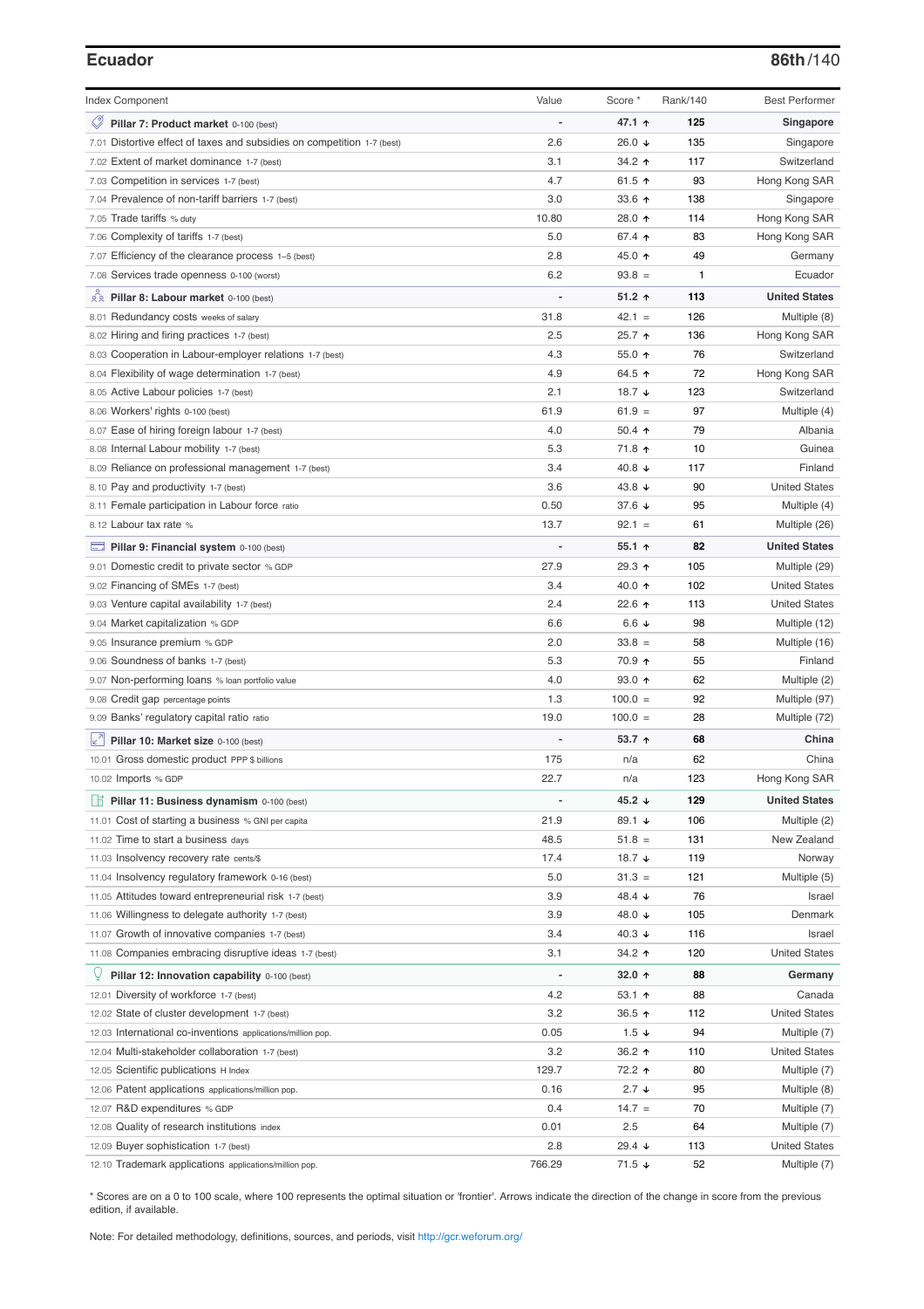## Ecuador

**86th**/140

| Index Component | Value | Score * | Rank/140 | Best Performer |
|---|---|---|---|---|
| **Pillar 7: Product market** 0-100 (best) | - | **47.1 ↑** | **125** | **Singapore** |
| 7.01 Distortive effect of taxes and subsidies on competition 1-7 (best) | 2.6 | 26.0 ↓ | 135 | Singapore |
| 7.02 Extent of market dominance 1-7 (best) | 3.1 | 34.2 ↑ | 117 | Switzerland |
| 7.03 Competition in services 1-7 (best) | 4.7 | 61.5 ↑ | 93 | Hong Kong SAR |
| 7.04 Prevalence of non-tariff barriers 1-7 (best) | 3.0 | 33.6 ↑ | 138 | Singapore |
| 7.05 Trade tariffs % duty | 10.80 | 28.0 ↑ | 114 | Hong Kong SAR |
| 7.06 Complexity of tariffs 1-7 (best) | 5.0 | 67.4 ↑ | 83 | Hong Kong SAR |
| 7.07 Efficiency of the clearance process 1–5 (best) | 2.8 | 45.0 ↑ | 49 | Germany |
| 7.08 Services trade openness 0-100 (worst) | 6.2 | 93.8 = | 1 | Ecuador |
| **Pillar 8: Labour market** 0-100 (best) | - | **51.2 ↑** | **113** | **United States** |
| 8.01 Redundancy costs weeks of salary | 31.8 | 42.1 = | 126 | Multiple (8) |
| 8.02 Hiring and firing practices 1-7 (best) | 2.5 | 25.7 ↑ | 136 | Hong Kong SAR |
| 8.03 Cooperation in Labour-employer relations 1-7 (best) | 4.3 | 55.0 ↑ | 76 | Switzerland |
| 8.04 Flexibility of wage determination 1-7 (best) | 4.9 | 64.5 ↑ | 72 | Hong Kong SAR |
| 8.05 Active Labour policies 1-7 (best) | 2.1 | 18.7 ↓ | 123 | Switzerland |
| 8.06 Workers' rights 0-100 (best) | 61.9 | 61.9 = | 97 | Multiple (4) |
| 8.07 Ease of hiring foreign labour 1-7 (best) | 4.0 | 50.4 ↑ | 79 | Albania |
| 8.08 Internal Labour mobility 1-7 (best) | 5.3 | 71.8 ↑ | 10 | Guinea |
| 8.09 Reliance on professional management 1-7 (best) | 3.4 | 40.8 ↓ | 117 | Finland |
| 8.10 Pay and productivity 1-7 (best) | 3.6 | 43.8 ↓ | 90 | United States |
| 8.11 Female participation in Labour force ratio | 0.50 | 37.6 ↓ | 95 | Multiple (4) |
| 8.12 Labour tax rate % | 13.7 | 92.1 = | 61 | Multiple (26) |
| **Pillar 9: Financial system** 0-100 (best) | - | **55.1 ↑** | **82** | **United States** |
| 9.01 Domestic credit to private sector % GDP | 27.9 | 29.3 ↑ | 105 | Multiple (29) |
| 9.02 Financing of SMEs 1-7 (best) | 3.4 | 40.0 ↑ | 102 | United States |
| 9.03 Venture capital availability 1-7 (best) | 2.4 | 22.6 ↑ | 113 | United States |
| 9.04 Market capitalization % GDP | 6.6 | 6.6 ↓ | 98 | Multiple (12) |
| 9.05 Insurance premium % GDP | 2.0 | 33.8 = | 58 | Multiple (16) |
| 9.06 Soundness of banks 1-7 (best) | 5.3 | 70.9 ↑ | 55 | Finland |
| 9.07 Non-performing loans % loan portfolio value | 4.0 | 93.0 ↑ | 62 | Multiple (2) |
| 9.08 Credit gap percentage points | 1.3 | 100.0 = | 92 | Multiple (97) |
| 9.09 Banks' regulatory capital ratio ratio | 19.0 | 100.0 = | 28 | Multiple (72) |
| **Pillar 10: Market size** 0-100 (best) | - | **53.7 ↑** | **68** | **China** |
| 10.01 Gross domestic product PPP $ billions | 175 | n/a | 62 | China |
| 10.02 Imports % GDP | 22.7 | n/a | 123 | Hong Kong SAR |
| **Pillar 11: Business dynamism** 0-100 (best) | - | **45.2 ↓** | **129** | **United States** |
| 11.01 Cost of starting a business % GNI per capita | 21.9 | 89.1 ↓ | 106 | Multiple (2) |
| 11.02 Time to start a business days | 48.5 | 51.8 = | 131 | New Zealand |
| 11.03 Insolvency recovery rate cents/$ | 17.4 | 18.7 ↓ | 119 | Norway |
| 11.04 Insolvency regulatory framework 0-16 (best) | 5.0 | 31.3 = | 121 | Multiple (5) |
| 11.05 Attitudes toward entrepreneurial risk 1-7 (best) | 3.9 | 48.4 ↓ | 76 | Israel |
| 11.06 Willingness to delegate authority 1-7 (best) | 3.9 | 48.0 ↓ | 105 | Denmark |
| 11.07 Growth of innovative companies 1-7 (best) | 3.4 | 40.3 ↓ | 116 | Israel |
| 11.08 Companies embracing disruptive ideas 1-7 (best) | 3.1 | 34.2 ↑ | 120 | United States |
| **Pillar 12: Innovation capability** 0-100 (best) | - | **32.0 ↑** | **88** | **Germany** |
| 12.01 Diversity of workforce 1-7 (best) | 4.2 | 53.1 ↑ | 88 | Canada |
| 12.02 State of cluster development 1-7 (best) | 3.2 | 36.5 ↑ | 112 | United States |
| 12.03 International co-inventions applications/million pop. | 0.05 | 1.5 ↓ | 94 | Multiple (7) |
| 12.04 Multi-stakeholder collaboration 1-7 (best) | 3.2 | 36.2 ↑ | 110 | United States |
| 12.05 Scientific publications H Index | 129.7 | 72.2 ↑ | 80 | Multiple (7) |
| 12.06 Patent applications applications/million pop. | 0.16 | 2.7 ↓ | 95 | Multiple (8) |
| 12.07 R&D expenditures % GDP | 0.4 | 14.7 = | 70 | Multiple (7) |
| 12.08 Quality of research institutions index | 0.01 | 2.5 | 64 | Multiple (7) |
| 12.09 Buyer sophistication 1-7 (best) | 2.8 | 29.4 ↓ | 113 | United States |
| 12.10 Trademark applications applications/million pop. | 766.29 | 71.5 ↓ | 52 | Multiple (7) |

* Scores are on a 0 to 100 scale, where 100 represents the optimal situation or 'frontier'. Arrows indicate the direction of the change in score from the previous edition, if available.

Note: For detailed methodology, definitions, sources, and periods, visit http://gcr.weforum.org/